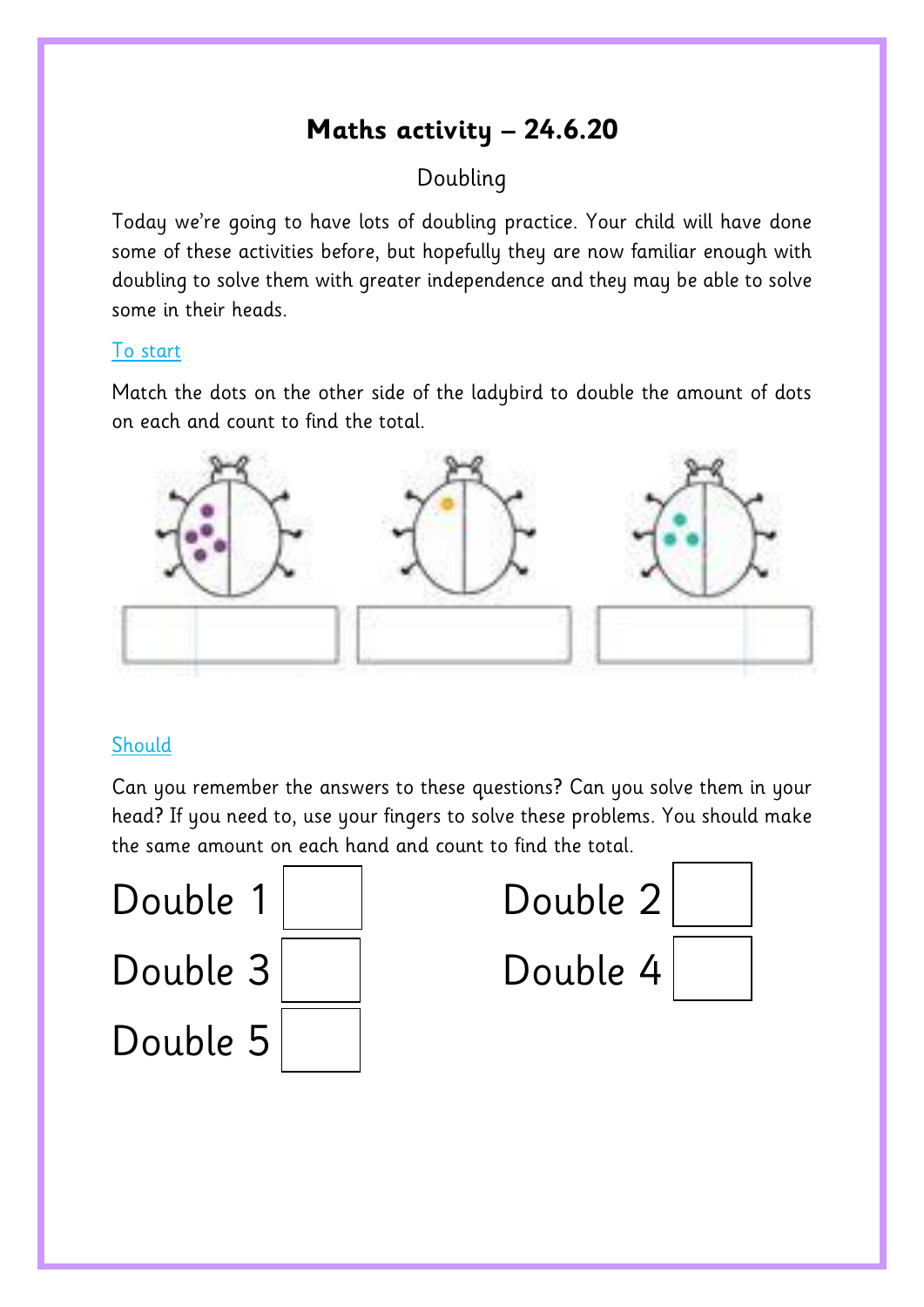# Maths activity – 24.6.20

Doubling

Today we're going to have lots of doubling practice. Your child will have done some of these activities before, but hopefully they are now familiar enough with doubling to solve them with greater independence and they may be able to solve some in their heads.

To start

Match the dots on the other side of the ladybird to double the amount of dots on each and count to find the total.

Should

Can you remember the answers to these questions? Can you solve them in your head? If you need to, use your fingers to solve these problems. You should make the same amount on each hand and count to find the total.

Double 1 ☐

Double 2 ☐

Double 3 ☐

Double 4 ☐

Double 5 ☐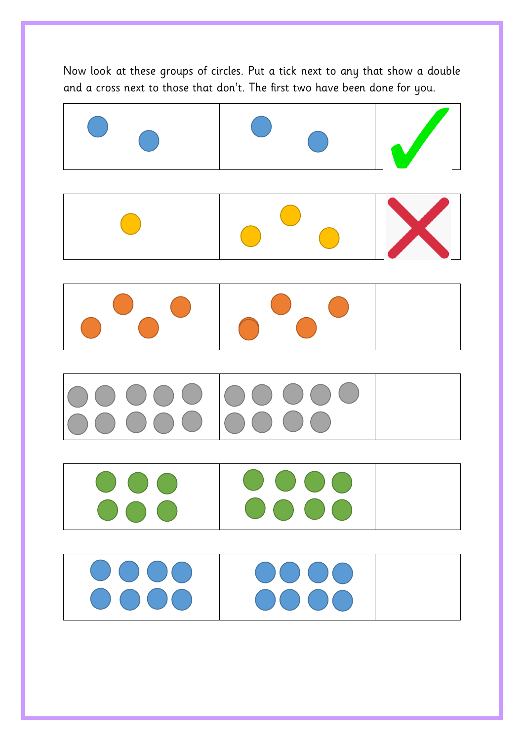Now look at these groups of circles. Put a tick next to any that show a double and a cross next to those that don't. The first two have been done for you.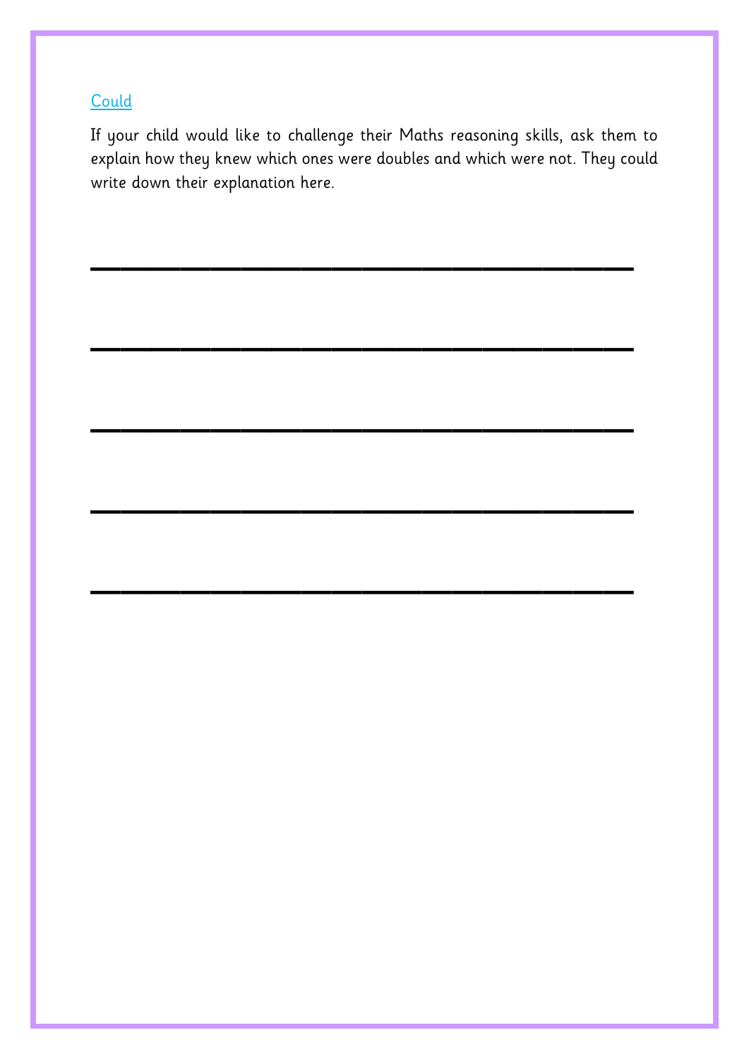## Could

If your child would like to challenge their Maths reasoning skills, ask them to explain how they knew which ones were doubles and which were not. They could write down their explanation here.

\_\_\_\_\_\_\_\_\_\_\_\_\_\_\_\_\_\_\_\_\_\_\_\_\_\_\_\_\_\_\_\_\_\_\_\_

\_\_\_\_\_\_\_\_\_\_\_\_\_\_\_\_\_\_\_\_\_\_\_\_\_\_\_\_\_\_\_\_\_\_\_\_

\_\_\_\_\_\_\_\_\_\_\_\_\_\_\_\_\_\_\_\_\_\_\_\_\_\_\_\_\_\_\_\_\_\_\_\_

\_\_\_\_\_\_\_\_\_\_\_\_\_\_\_\_\_\_\_\_\_\_\_\_\_\_\_\_\_\_\_\_\_\_\_\_

\_\_\_\_\_\_\_\_\_\_\_\_\_\_\_\_\_\_\_\_\_\_\_\_\_\_\_\_\_\_\_\_\_\_\_\_